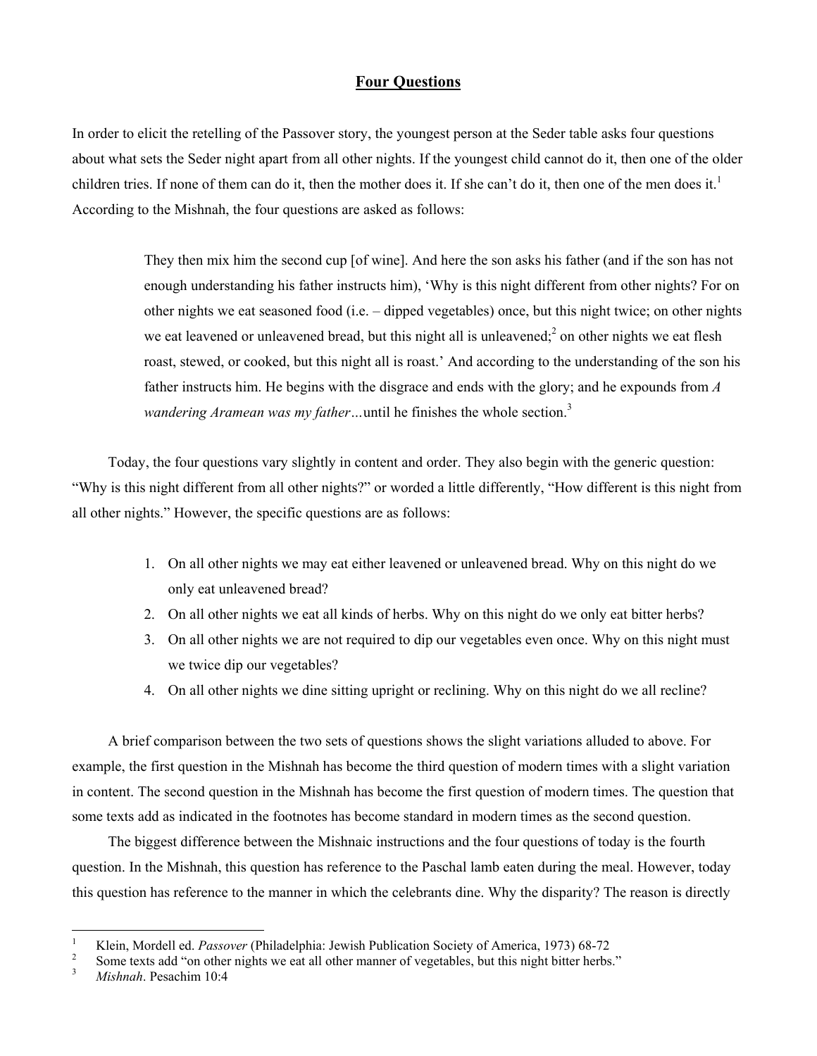# **Four Questions**

In order to elicit the retelling of the Passover story, the youngest person at the Seder table asks four questions about what sets the Seder night apart from all other nights. If the youngest child cannot do it, then one of the older children tries. If none of them can do it, then the mother does it. If she can't do it, then one of the men does it.[1] According to the Mishnah, the four questions are asked as follows:

> They then mix him the second cup [of wine]. And here the son asks his father (and if the son has not enough understanding his father instructs him), 'Why is this night different from other nights? For on other nights we eat seasoned food (i.e. – dipped vegetables) once, but this night twice; on other nights we eat leavened or unleavened bread, but this night all is unleavened;[2] on other nights we eat flesh roast, stewed, or cooked, but this night all is roast.' And according to the understanding of the son his father instructs him. He begins with the disgrace and ends with the glory; and he expounds from *A wandering Aramean was my father*…until he finishes the whole section.[3]

Today, the four questions vary slightly in content and order. They also begin with the generic question: "Why is this night different from all other nights?" or worded a little differently, "How different is this night from all other nights." However, the specific questions are as follows:

1. On all other nights we may eat either leavened or unleavened bread. Why on this night do we only eat unleavened bread?
2. On all other nights we eat all kinds of herbs. Why on this night do we only eat bitter herbs?
3. On all other nights we are not required to dip our vegetables even once. Why on this night must we twice dip our vegetables?
4. On all other nights we dine sitting upright or reclining. Why on this night do we all recline?

A brief comparison between the two sets of questions shows the slight variations alluded to above. For example, the first question in the Mishnah has become the third question of modern times with a slight variation in content. The second question in the Mishnah has become the first question of modern times. The question that some texts add as indicated in the footnotes has become standard in modern times as the second question.

The biggest difference between the Mishnaic instructions and the four questions of today is the fourth question. In the Mishnah, this question has reference to the Paschal lamb eaten during the meal. However, today this question has reference to the manner in which the celebrants dine. Why the disparity? The reason is directly

---

[1] Klein, Mordell ed. *Passover* (Philadelphia: Jewish Publication Society of America, 1973) 68-72

[2] Some texts add "on other nights we eat all other manner of vegetables, but this night bitter herbs."

[3] *Mishnah*. Pesachim 10:4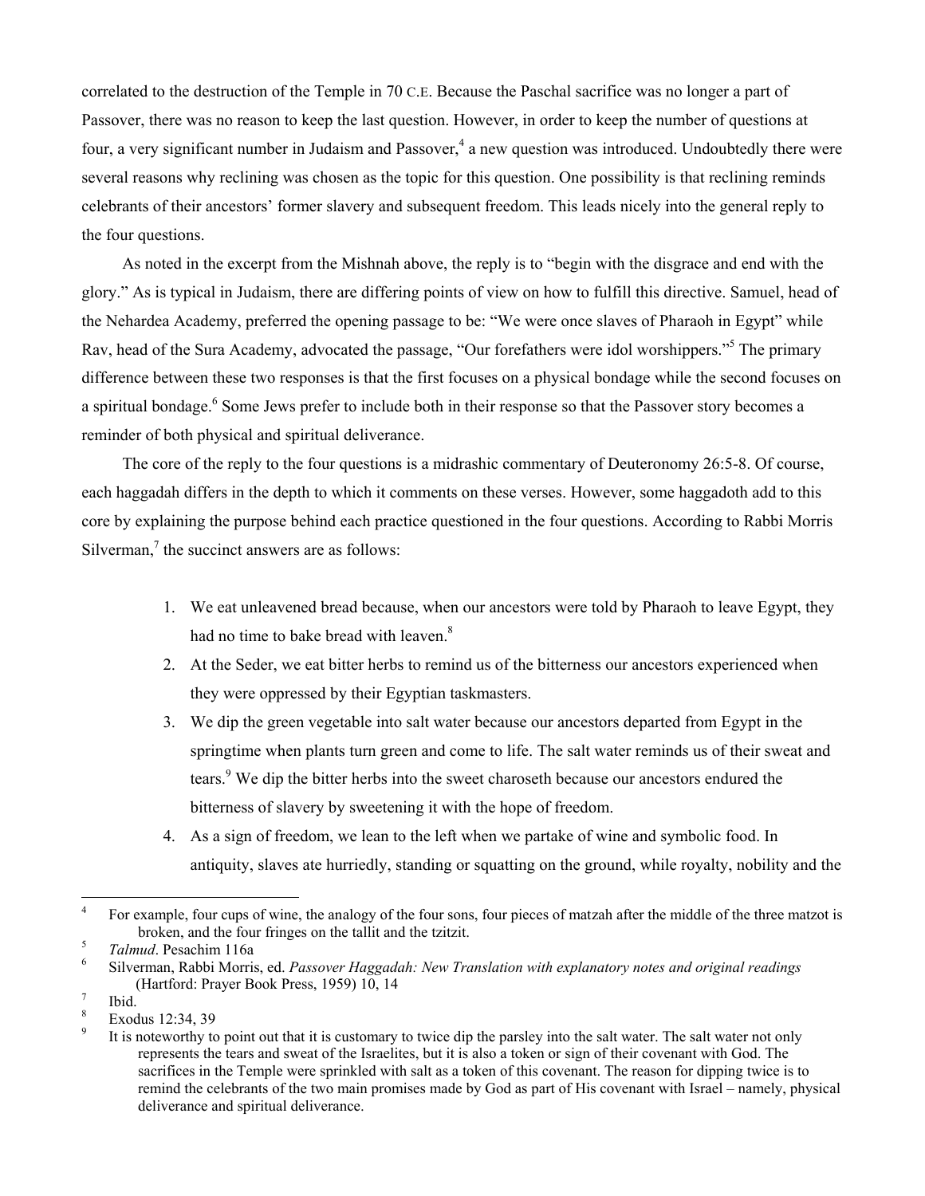correlated to the destruction of the Temple in 70 C.E. Because the Paschal sacrifice was no longer a part of Passover, there was no reason to keep the last question. However, in order to keep the number of questions at four, a very significant number in Judaism and Passover,[4] a new question was introduced. Undoubtedly there were several reasons why reclining was chosen as the topic for this question. One possibility is that reclining reminds celebrants of their ancestors' former slavery and subsequent freedom. This leads nicely into the general reply to the four questions.

As noted in the excerpt from the Mishnah above, the reply is to "begin with the disgrace and end with the glory." As is typical in Judaism, there are differing points of view on how to fulfill this directive. Samuel, head of the Nehardea Academy, preferred the opening passage to be: "We were once slaves of Pharaoh in Egypt" while Rav, head of the Sura Academy, advocated the passage, "Our forefathers were idol worshippers."[5] The primary difference between these two responses is that the first focuses on a physical bondage while the second focuses on a spiritual bondage.[6] Some Jews prefer to include both in their response so that the Passover story becomes a reminder of both physical and spiritual deliverance.

The core of the reply to the four questions is a midrashic commentary of Deuteronomy 26:5-8. Of course, each haggadah differs in the depth to which it comments on these verses. However, some haggadoth add to this core by explaining the purpose behind each practice questioned in the four questions. According to Rabbi Morris Silverman,[7] the succinct answers are as follows:

1. We eat unleavened bread because, when our ancestors were told by Pharaoh to leave Egypt, they had no time to bake bread with leaven.[8]
2. At the Seder, we eat bitter herbs to remind us of the bitterness our ancestors experienced when they were oppressed by their Egyptian taskmasters.
3. We dip the green vegetable into salt water because our ancestors departed from Egypt in the springtime when plants turn green and come to life. The salt water reminds us of their sweat and tears.[9] We dip the bitter herbs into the sweet charoseth because our ancestors endured the bitterness of slavery by sweetening it with the hope of freedom.
4. As a sign of freedom, we lean to the left when we partake of wine and symbolic food. In antiquity, slaves ate hurriedly, standing or squatting on the ground, while royalty, nobility and the

---

[4] For example, four cups of wine, the analogy of the four sons, four pieces of matzah after the middle of the three matzot is broken, and the four fringes on the tallit and the tzitzit.

[5] *Talmud*. Pesachim 116a

[6] Silverman, Rabbi Morris, ed. *Passover Haggadah: New Translation with explanatory notes and original readings* (Hartford: Prayer Book Press, 1959) 10, 14

[7] Ibid.

[8] Exodus 12:34, 39

[9] It is noteworthy to point out that it is customary to twice dip the parsley into the salt water. The salt water not only represents the tears and sweat of the Israelites, but it is also a token or sign of their covenant with God. The sacrifices in the Temple were sprinkled with salt as a token of this covenant. The reason for dipping twice is to remind the celebrants of the two main promises made by God as part of His covenant with Israel – namely, physical deliverance and spiritual deliverance.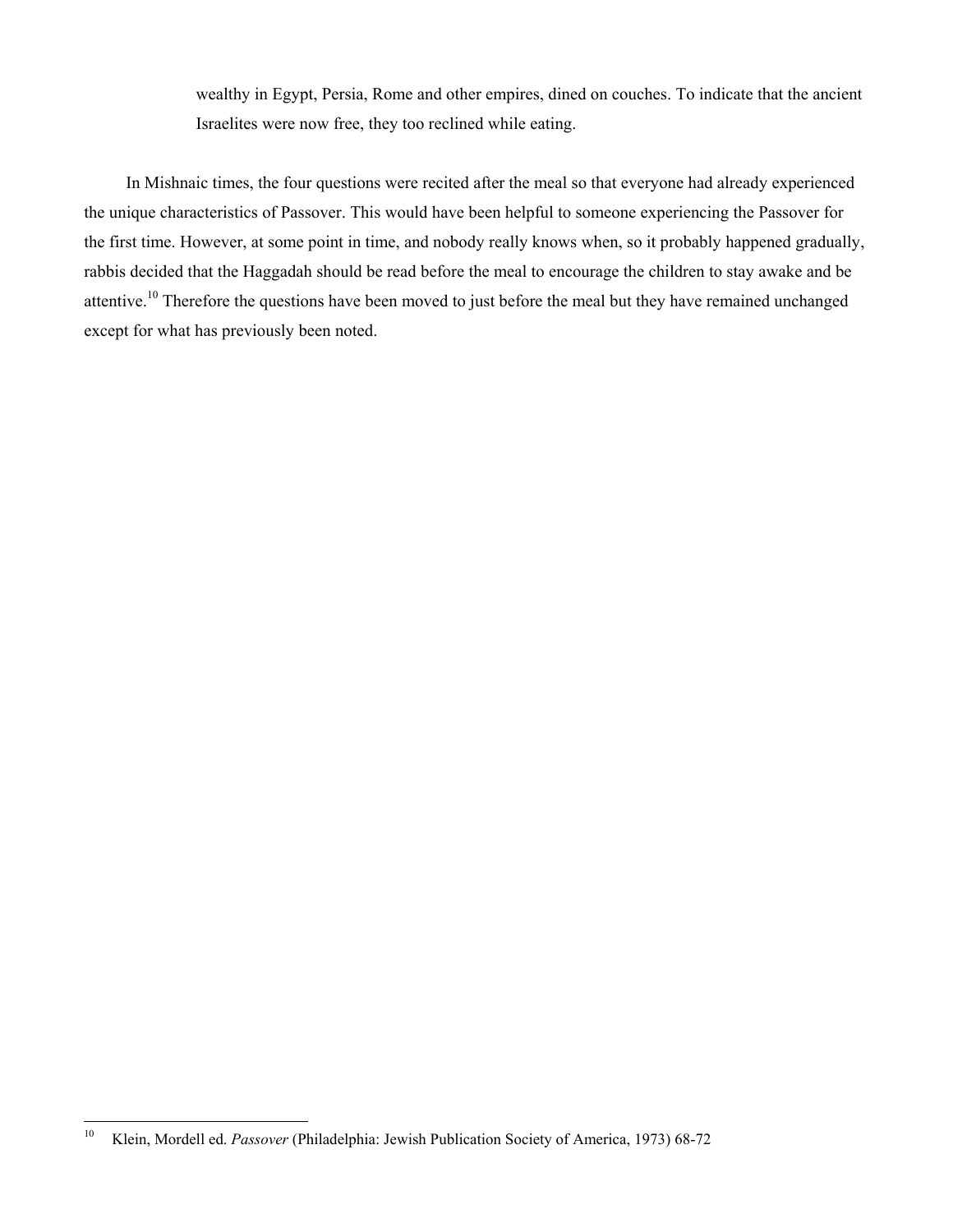> wealthy in Egypt, Persia, Rome and other empires, dined on couches. To indicate that the ancient Israelites were now free, they too reclined while eating.

In Mishnaic times, the four questions were recited after the meal so that everyone had already experienced the unique characteristics of Passover. This would have been helpful to someone experiencing the Passover for the first time. However, at some point in time, and nobody really knows when, so it probably happened gradually, rabbis decided that the Haggadah should be read before the meal to encourage the children to stay awake and be attentive.[10] Therefore the questions have been moved to just before the meal but they have remained unchanged except for what has previously been noted.

---

[10] Klein, Mordell ed. *Passover* (Philadelphia: Jewish Publication Society of America, 1973) 68-72